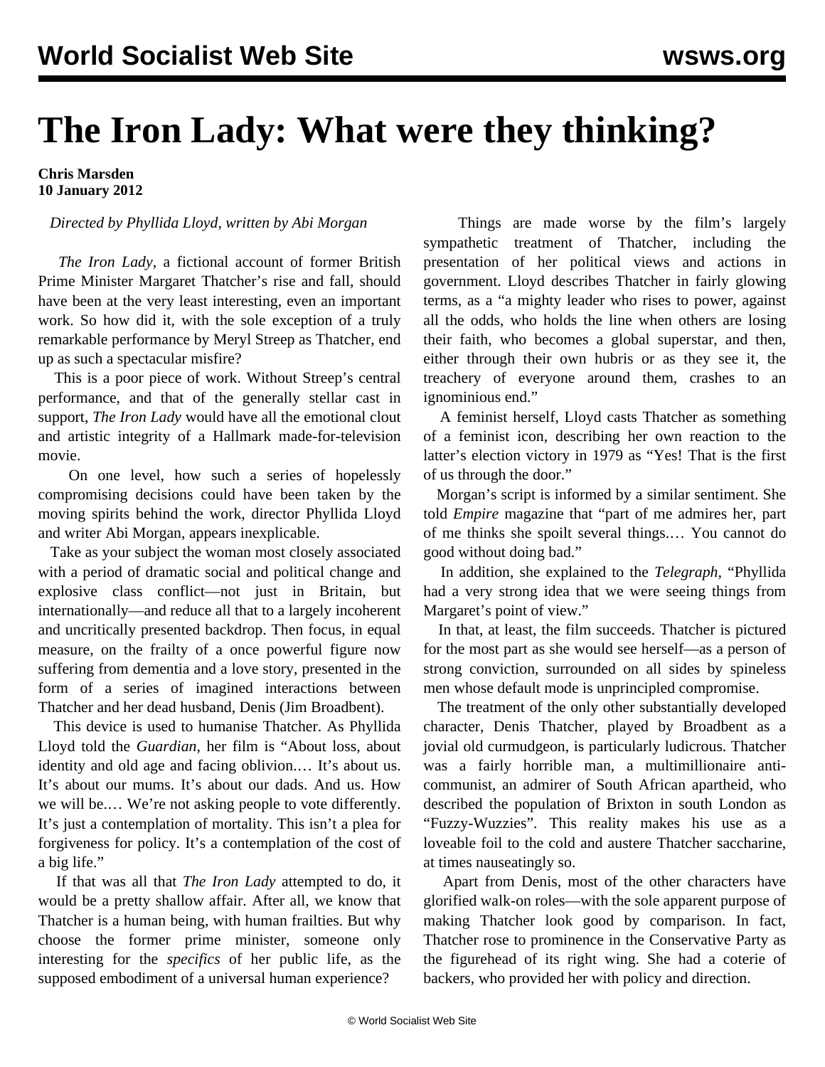# The Iron Lady: What were they thinking?

**Chris Marsden**
**10 January 2012**

*Directed by Phyllida Lloyd, written by Abi Morgan*

*The Iron Lady*, a fictional account of former British Prime Minister Margaret Thatcher's rise and fall, should have been at the very least interesting, even an important work. So how did it, with the sole exception of a truly remarkable performance by Meryl Streep as Thatcher, end up as such a spectacular misfire?

This is a poor piece of work. Without Streep's central performance, and that of the generally stellar cast in support, *The Iron Lady* would have all the emotional clout and artistic integrity of a Hallmark made-for-television movie.

On one level, how such a series of hopelessly compromising decisions could have been taken by the moving spirits behind the work, director Phyllida Lloyd and writer Abi Morgan, appears inexplicable.

Take as your subject the woman most closely associated with a period of dramatic social and political change and explosive class conflict—not just in Britain, but internationally—and reduce all that to a largely incoherent and uncritically presented backdrop. Then focus, in equal measure, on the frailty of a once powerful figure now suffering from dementia and a love story, presented in the form of a series of imagined interactions between Thatcher and her dead husband, Denis (Jim Broadbent).

This device is used to humanise Thatcher. As Phyllida Lloyd told the *Guardian*, her film is "About loss, about identity and old age and facing oblivion.… It's about us. It's about our mums. It's about our dads. And us. How we will be.… We're not asking people to vote differently. It's just a contemplation of mortality. This isn't a plea for forgiveness for policy. It's a contemplation of the cost of a big life."

If that was all that *The Iron Lady* attempted to do, it would be a pretty shallow affair. After all, we know that Thatcher is a human being, with human frailties. But why choose the former prime minister, someone only interesting for the *specifics* of her public life, as the supposed embodiment of a universal human experience?

Things are made worse by the film's largely sympathetic treatment of Thatcher, including the presentation of her political views and actions in government. Lloyd describes Thatcher in fairly glowing terms, as a "a mighty leader who rises to power, against all the odds, who holds the line when others are losing their faith, who becomes a global superstar, and then, either through their own hubris or as they see it, the treachery of everyone around them, crashes to an ignominious end."

A feminist herself, Lloyd casts Thatcher as something of a feminist icon, describing her own reaction to the latter's election victory in 1979 as "Yes! That is the first of us through the door."

Morgan's script is informed by a similar sentiment. She told *Empire* magazine that "part of me admires her, part of me thinks she spoilt several things.… You cannot do good without doing bad."

In addition, she explained to the *Telegraph*, "Phyllida had a very strong idea that we were seeing things from Margaret's point of view."

In that, at least, the film succeeds. Thatcher is pictured for the most part as she would see herself—as a person of strong conviction, surrounded on all sides by spineless men whose default mode is unprincipled compromise.

The treatment of the only other substantially developed character, Denis Thatcher, played by Broadbent as a jovial old curmudgeon, is particularly ludicrous. Thatcher was a fairly horrible man, a multimillionaire anti-communist, an admirer of South African apartheid, who described the population of Brixton in south London as "Fuzzy-Wuzzies". This reality makes his use as a loveable foil to the cold and austere Thatcher saccharine, at times nauseatingly so.

Apart from Denis, most of the other characters have glorified walk-on roles—with the sole apparent purpose of making Thatcher look good by comparison. In fact, Thatcher rose to prominence in the Conservative Party as the figurehead of its right wing. She had a coterie of backers, who provided her with policy and direction.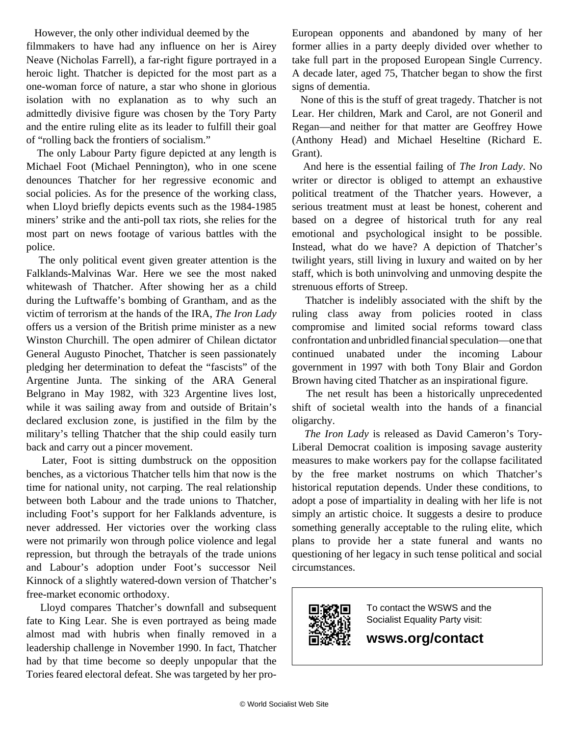However, the only other individual deemed by the filmmakers to have had any influence on her is Airey Neave (Nicholas Farrell), a far-right figure portrayed in a heroic light. Thatcher is depicted for the most part as a one-woman force of nature, a star who shone in glorious isolation with no explanation as to why such an admittedly divisive figure was chosen by the Tory Party and the entire ruling elite as its leader to fulfill their goal of "rolling back the frontiers of socialism."

The only Labour Party figure depicted at any length is Michael Foot (Michael Pennington), who in one scene denounces Thatcher for her regressive economic and social policies. As for the presence of the working class, when Lloyd briefly depicts events such as the 1984-1985 miners' strike and the anti-poll tax riots, she relies for the most part on news footage of various battles with the police.

The only political event given greater attention is the Falklands-Malvinas War. Here we see the most naked whitewash of Thatcher. After showing her as a child during the Luftwaffe's bombing of Grantham, and as the victim of terrorism at the hands of the IRA, *The Iron Lady* offers us a version of the British prime minister as a new Winston Churchill. The open admirer of Chilean dictator General Augusto Pinochet, Thatcher is seen passionately pledging her determination to defeat the "fascists" of the Argentine Junta. The sinking of the ARA General Belgrano in May 1982, with 323 Argentine lives lost, while it was sailing away from and outside of Britain's declared exclusion zone, is justified in the film by the military's telling Thatcher that the ship could easily turn back and carry out a pincer movement.

Later, Foot is sitting dumbstruck on the opposition benches, as a victorious Thatcher tells him that now is the time for national unity, not carping. The real relationship between both Labour and the trade unions to Thatcher, including Foot's support for her Falklands adventure, is never addressed. Her victories over the working class were not primarily won through police violence and legal repression, but through the betrayals of the trade unions and Labour's adoption under Foot's successor Neil Kinnock of a slightly watered-down version of Thatcher's free-market economic orthodoxy.

Lloyd compares Thatcher's downfall and subsequent fate to King Lear. She is even portrayed as being made almost mad with hubris when finally removed in a leadership challenge in November 1990. In fact, Thatcher had by that time become so deeply unpopular that the Tories feared electoral defeat. She was targeted by her pro-European opponents and abandoned by many of her former allies in a party deeply divided over whether to take full part in the proposed European Single Currency. A decade later, aged 75, Thatcher began to show the first signs of dementia.

None of this is the stuff of great tragedy. Thatcher is not Lear. Her children, Mark and Carol, are not Goneril and Regan—and neither for that matter are Geoffrey Howe (Anthony Head) and Michael Heseltine (Richard E. Grant).

And here is the essential failing of *The Iron Lady*. No writer or director is obliged to attempt an exhaustive political treatment of the Thatcher years. However, a serious treatment must at least be honest, coherent and based on a degree of historical truth for any real emotional and psychological insight to be possible. Instead, what do we have? A depiction of Thatcher's twilight years, still living in luxury and waited on by her staff, which is both uninvolving and unmoving despite the strenuous efforts of Streep.

Thatcher is indelibly associated with the shift by the ruling class away from policies rooted in class compromise and limited social reforms toward class confrontation and unbridled financial speculation—one that continued unabated under the incoming Labour government in 1997 with both Tony Blair and Gordon Brown having cited Thatcher as an inspirational figure.

The net result has been a historically unprecedented shift of societal wealth into the hands of a financial oligarchy.

*The Iron Lady* is released as David Cameron's Tory-Liberal Democrat coalition is imposing savage austerity measures to make workers pay for the collapse facilitated by the free market nostrums on which Thatcher's historical reputation depends. Under these conditions, to adopt a pose of impartiality in dealing with her life is not simply an artistic choice. It suggests a desire to produce something generally acceptable to the ruling elite, which plans to provide her a state funeral and wants no questioning of her legacy in such tense political and social circumstances.

To contact the WSWS and the Socialist Equality Party visit:

**wsws.org/contact**